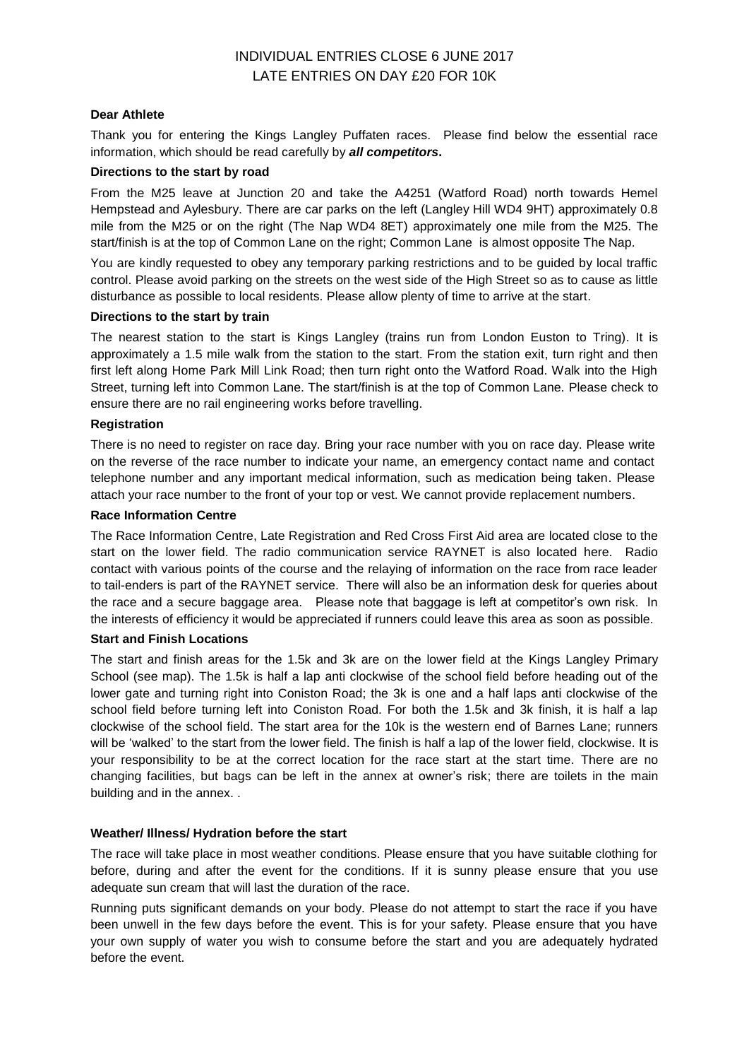INDIVIDUAL ENTRIES CLOSE 6 JUNE 2017
LATE ENTRIES ON DAY £20 FOR 10K

**Dear Athlete**

Thank you for entering the Kings Langley Puffaten races. Please find below the essential race information, which should be read carefully by ***all competitors*.**

**Directions to the start by road**

From the M25 leave at Junction 20 and take the A4251 (Watford Road) north towards Hemel Hempstead and Aylesbury. There are car parks on the left (Langley Hill WD4 9HT) approximately 0.8 mile from the M25 or on the right (The Nap WD4 8ET) approximately one mile from the M25. The start/finish is at the top of Common Lane on the right; Common Lane is almost opposite The Nap.

You are kindly requested to obey any temporary parking restrictions and to be guided by local traffic control. Please avoid parking on the streets on the west side of the High Street so as to cause as little disturbance as possible to local residents. Please allow plenty of time to arrive at the start.

**Directions to the start by train**

The nearest station to the start is Kings Langley (trains run from London Euston to Tring). It is approximately a 1.5 mile walk from the station to the start. From the station exit, turn right and then first left along Home Park Mill Link Road; then turn right onto the Watford Road. Walk into the High Street, turning left into Common Lane. The start/finish is at the top of Common Lane. Please check to ensure there are no rail engineering works before travelling.

**Registration**

There is no need to register on race day. Bring your race number with you on race day. Please write on the reverse of the race number to indicate your name, an emergency contact name and contact telephone number and any important medical information, such as medication being taken. Please attach your race number to the front of your top or vest. We cannot provide replacement numbers.

**Race Information Centre**

The Race Information Centre, Late Registration and Red Cross First Aid area are located close to the start on the lower field. The radio communication service RAYNET is also located here. Radio contact with various points of the course and the relaying of information on the race from race leader to tail-enders is part of the RAYNET service. There will also be an information desk for queries about the race and a secure baggage area. Please note that baggage is left at competitor's own risk. In the interests of efficiency it would be appreciated if runners could leave this area as soon as possible.

**Start and Finish Locations**

The start and finish areas for the 1.5k and 3k are on the lower field at the Kings Langley Primary School (see map). The 1.5k is half a lap anti clockwise of the school field before heading out of the lower gate and turning right into Coniston Road; the 3k is one and a half laps anti clockwise of the school field before turning left into Coniston Road. For both the 1.5k and 3k finish, it is half a lap clockwise of the school field. The start area for the 10k is the western end of Barnes Lane; runners will be 'walked' to the start from the lower field. The finish is half a lap of the lower field, clockwise. It is your responsibility to be at the correct location for the race start at the start time. There are no changing facilities, but bags can be left in the annex at owner's risk; there are toilets in the main building and in the annex. .

**Weather/ Illness/ Hydration before the start**

The race will take place in most weather conditions. Please ensure that you have suitable clothing for before, during and after the event for the conditions. If it is sunny please ensure that you use adequate sun cream that will last the duration of the race.

Running puts significant demands on your body. Please do not attempt to start the race if you have been unwell in the few days before the event. This is for your safety. Please ensure that you have your own supply of water you wish to consume before the start and you are adequately hydrated before the event.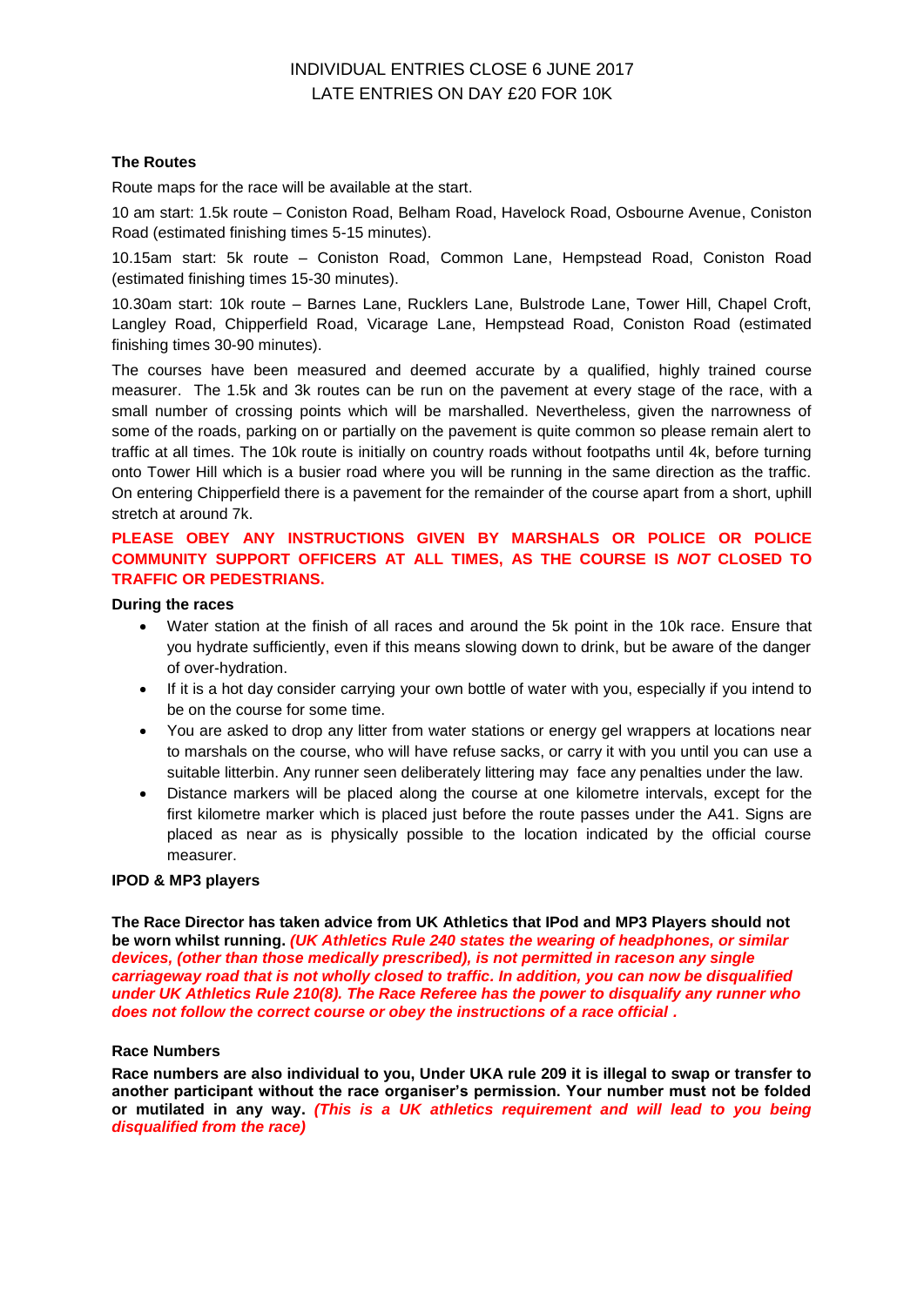INDIVIDUAL ENTRIES CLOSE 6 JUNE 2017

LATE ENTRIES ON DAY £20 FOR 10K

**The Routes**

Route maps for the race will be available at the start.

10 am start: 1.5k route – Coniston Road, Belham Road, Havelock Road, Osbourne Avenue, Coniston Road (estimated finishing times 5-15 minutes).

10.15am start: 5k route – Coniston Road, Common Lane, Hempstead Road, Coniston Road (estimated finishing times 15-30 minutes).

10.30am start: 10k route – Barnes Lane, Rucklers Lane, Bulstrode Lane, Tower Hill, Chapel Croft, Langley Road, Chipperfield Road, Vicarage Lane, Hempstead Road, Coniston Road (estimated finishing times 30-90 minutes).

The courses have been measured and deemed accurate by a qualified, highly trained course measurer. The 1.5k and 3k routes can be run on the pavement at every stage of the race, with a small number of crossing points which will be marshalled. Nevertheless, given the narrowness of some of the roads, parking on or partially on the pavement is quite common so please remain alert to traffic at all times. The 10k route is initially on country roads without footpaths until 4k, before turning onto Tower Hill which is a busier road where you will be running in the same direction as the traffic. On entering Chipperfield there is a pavement for the remainder of the course apart from a short, uphill stretch at around 7k.

**PLEASE OBEY ANY INSTRUCTIONS GIVEN BY MARSHALS OR POLICE OR POLICE COMMUNITY SUPPORT OFFICERS AT ALL TIMES, AS THE COURSE IS *NOT* CLOSED TO TRAFFIC OR PEDESTRIANS.**

**During the races**

- Water station at the finish of all races and around the 5k point in the 10k race. Ensure that you hydrate sufficiently, even if this means slowing down to drink, but be aware of the danger of over-hydration.
- If it is a hot day consider carrying your own bottle of water with you, especially if you intend to be on the course for some time.
- You are asked to drop any litter from water stations or energy gel wrappers at locations near to marshals on the course, who will have refuse sacks, or carry it with you until you can use a suitable litterbin. Any runner seen deliberately littering may face any penalties under the law.
- Distance markers will be placed along the course at one kilometre intervals, except for the first kilometre marker which is placed just before the route passes under the A41. Signs are placed as near as is physically possible to the location indicated by the official course measurer.

**IPOD & MP3 players**

**The Race Director has taken advice from UK Athletics that IPod and MP3 Players should not be worn whilst running.** ***(UK Athletics Rule 240 states the wearing of headphones, or similar devices, (other than those medically prescribed), is not permitted in raceson any single carriageway road that is not wholly closed to traffic. In addition, you can now be disqualified under UK Athletics Rule 210(8). The Race Referee has the power to disqualify any runner who does not follow the correct course or obey the instructions of a race official .***

**Race Numbers**

**Race numbers are also individual to you, Under UKA rule 209 it is illegal to swap or transfer to another participant without the race organiser's permission. Your number must not be folded or mutilated in any way.** ***(This is a UK athletics requirement and will lead to you being disqualified from the race)***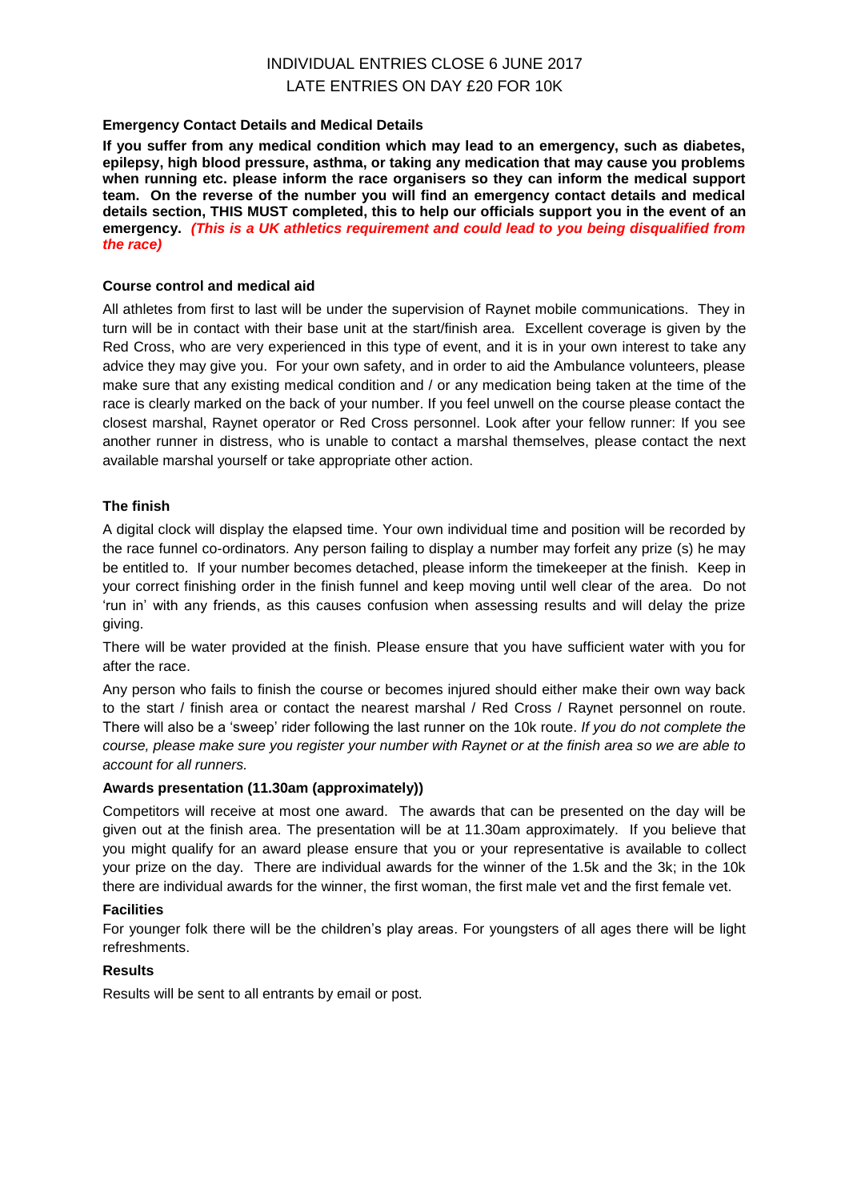INDIVIDUAL ENTRIES CLOSE 6 JUNE 2017

LATE ENTRIES ON DAY £20 FOR 10K

**Emergency Contact Details and Medical Details**

**If you suffer from any medical condition which may lead to an emergency, such as diabetes, epilepsy, high blood pressure, asthma, or taking any medication that may cause you problems when running etc. please inform the race organisers so they can inform the medical support team. On the reverse of the number you will find an emergency contact details and medical details section, THIS MUST completed, this to help our officials support you in the event of an emergency.** ***(This is a UK athletics requirement and could lead to you being disqualified from the race)***

**Course control and medical aid**

All athletes from first to last will be under the supervision of Raynet mobile communications. They in turn will be in contact with their base unit at the start/finish area. Excellent coverage is given by the Red Cross, who are very experienced in this type of event, and it is in your own interest to take any advice they may give you. For your own safety, and in order to aid the Ambulance volunteers, please make sure that any existing medical condition and / or any medication being taken at the time of the race is clearly marked on the back of your number. If you feel unwell on the course please contact the closest marshal, Raynet operator or Red Cross personnel. Look after your fellow runner: If you see another runner in distress, who is unable to contact a marshal themselves, please contact the next available marshal yourself or take appropriate other action.

**The finish**

A digital clock will display the elapsed time. Your own individual time and position will be recorded by the race funnel co-ordinators. Any person failing to display a number may forfeit any prize (s) he may be entitled to. If your number becomes detached, please inform the timekeeper at the finish. Keep in your correct finishing order in the finish funnel and keep moving until well clear of the area. Do not 'run in' with any friends, as this causes confusion when assessing results and will delay the prize giving.

There will be water provided at the finish. Please ensure that you have sufficient water with you for after the race.

Any person who fails to finish the course or becomes injured should either make their own way back to the start / finish area or contact the nearest marshal / Red Cross / Raynet personnel on route. There will also be a 'sweep' rider following the last runner on the 10k route. *If you do not complete the course, please make sure you register your number with Raynet or at the finish area so we are able to account for all runners.*

**Awards presentation (11.30am (approximately))**

Competitors will receive at most one award. The awards that can be presented on the day will be given out at the finish area. The presentation will be at 11.30am approximately. If you believe that you might qualify for an award please ensure that you or your representative is available to collect your prize on the day. There are individual awards for the winner of the 1.5k and the 3k; in the 10k there are individual awards for the winner, the first woman, the first male vet and the first female vet.

**Facilities**

For younger folk there will be the children's play areas. For youngsters of all ages there will be light refreshments.

**Results**

Results will be sent to all entrants by email or post.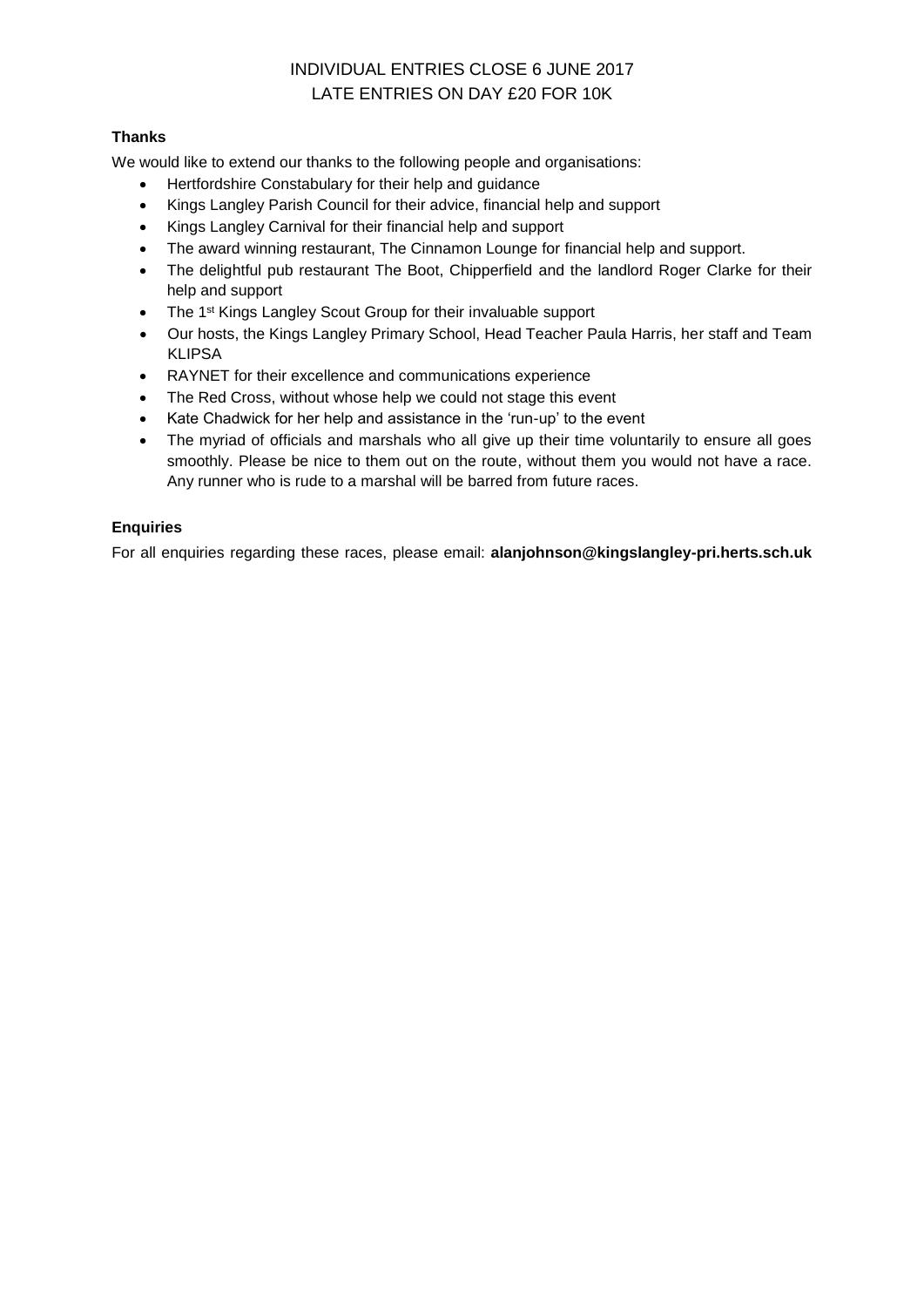INDIVIDUAL ENTRIES CLOSE 6 JUNE 2017
LATE ENTRIES ON DAY £20 FOR 10K

**Thanks**

We would like to extend our thanks to the following people and organisations:

- Hertfordshire Constabulary for their help and guidance
- Kings Langley Parish Council for their advice, financial help and support
- Kings Langley Carnival for their financial help and support
- The award winning restaurant, The Cinnamon Lounge for financial help and support.
- The delightful pub restaurant The Boot, Chipperfield and the landlord Roger Clarke for their help and support
- The 1st Kings Langley Scout Group for their invaluable support
- Our hosts, the Kings Langley Primary School, Head Teacher Paula Harris, her staff and Team KLIPSA
- RAYNET for their excellence and communications experience
- The Red Cross, without whose help we could not stage this event
- Kate Chadwick for her help and assistance in the 'run-up' to the event
- The myriad of officials and marshals who all give up their time voluntarily to ensure all goes smoothly. Please be nice to them out on the route, without them you would not have a race. Any runner who is rude to a marshal will be barred from future races.

**Enquiries**

For all enquiries regarding these races, please email: **alanjohnson@kingslangley-pri.herts.sch.uk**